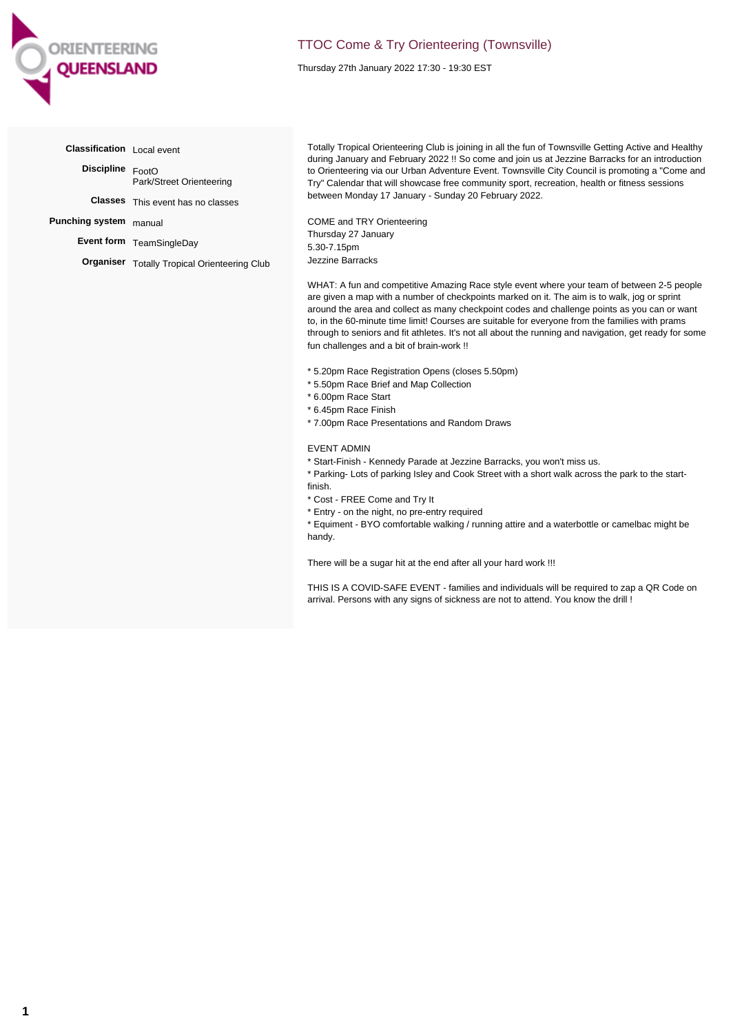ORIENTEERING QUEENSLAND

# TTOC Come & Try Orienteering (Townsville)

Thursday 27th January 2022 17:30 - 19:30 EST

| | |
|---|---|
| **Classification** | Local event |
| **Discipline** | FootO<br>Park/Street Orienteering |
| **Classes** | This event has no classes |
| **Punching system** | manual |
| **Event form** | TeamSingleDay |
| **Organiser** | Totally Tropical Orienteering Club |

Totally Tropical Orienteering Club is joining in all the fun of Townsville Getting Active and Healthy during January and February 2022 !! So come and join us at Jezzine Barracks for an introduction to Orienteering via our Urban Adventure Event. Townsville City Council is promoting a "Come and Try" Calendar that will showcase free community sport, recreation, health or fitness sessions between Monday 17 January - Sunday 20 February 2022.

COME and TRY Orienteering
Thursday 27 January
5.30-7.15pm
Jezzine Barracks

WHAT: A fun and competitive Amazing Race style event where your team of between 2-5 people are given a map with a number of checkpoints marked on it. The aim is to walk, jog or sprint around the area and collect as many checkpoint codes and challenge points as you can or want to, in the 60-minute time limit! Courses are suitable for everyone from the families with prams through to seniors and fit athletes. It's not all about the running and navigation, get ready for some fun challenges and a bit of brain-work !!

* 5.20pm Race Registration Opens (closes 5.50pm)
* 5.50pm Race Brief and Map Collection
* 6.00pm Race Start
* 6.45pm Race Finish
* 7.00pm Race Presentations and Random Draws

EVENT ADMIN
* Start-Finish - Kennedy Parade at Jezzine Barracks, you won't miss us.
* Parking- Lots of parking Isley and Cook Street with a short walk across the park to the start-finish.
* Cost - FREE Come and Try It
* Entry - on the night, no pre-entry required
* Equiment - BYO comfortable walking / running attire and a waterbottle or camelbac might be handy.

There will be a sugar hit at the end after all your hard work !!!

THIS IS A COVID-SAFE EVENT - families and individuals will be required to zap a QR Code on arrival. Persons with any signs of sickness are not to attend. You know the drill !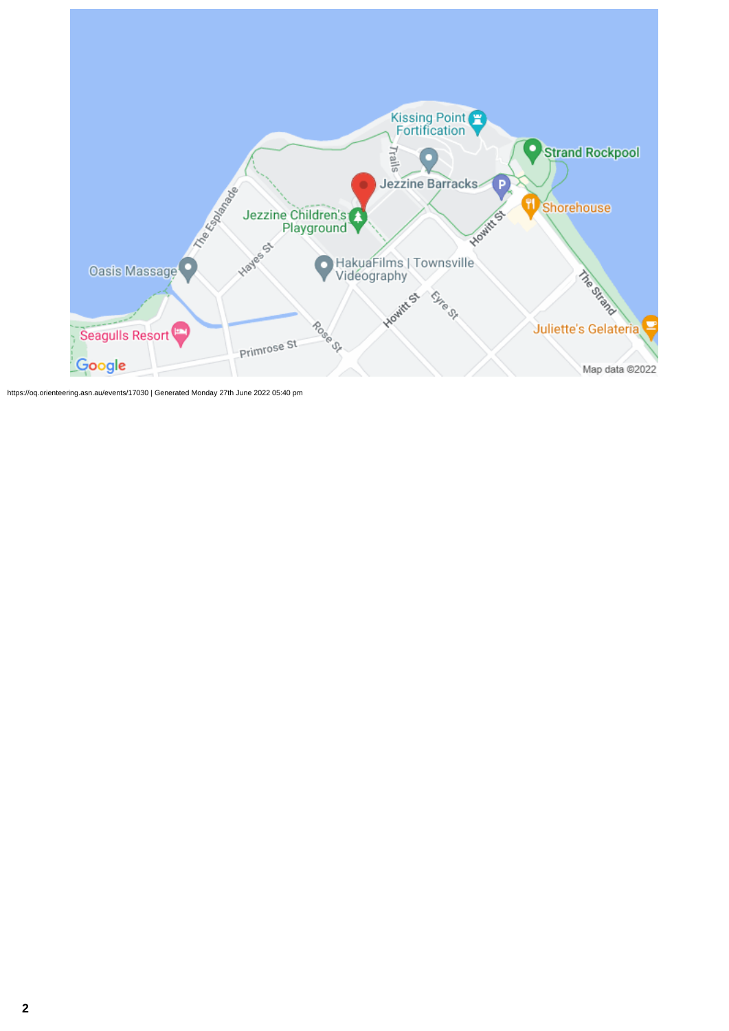Kissing Point Fortification

Strand Rockpool

Trails

Jezzine Barracks

Jezzine Children's Playground

Shorehouse

The Esplanade

Howitt St

Hayes St

Oasis Massage

HakuaFilms | Townsville Videography

The Strand

Howitt St

Eyre St

Rose St

Juliette's Gelateria

Seagulls Resort

Primrose St

Google

Map data ©2022